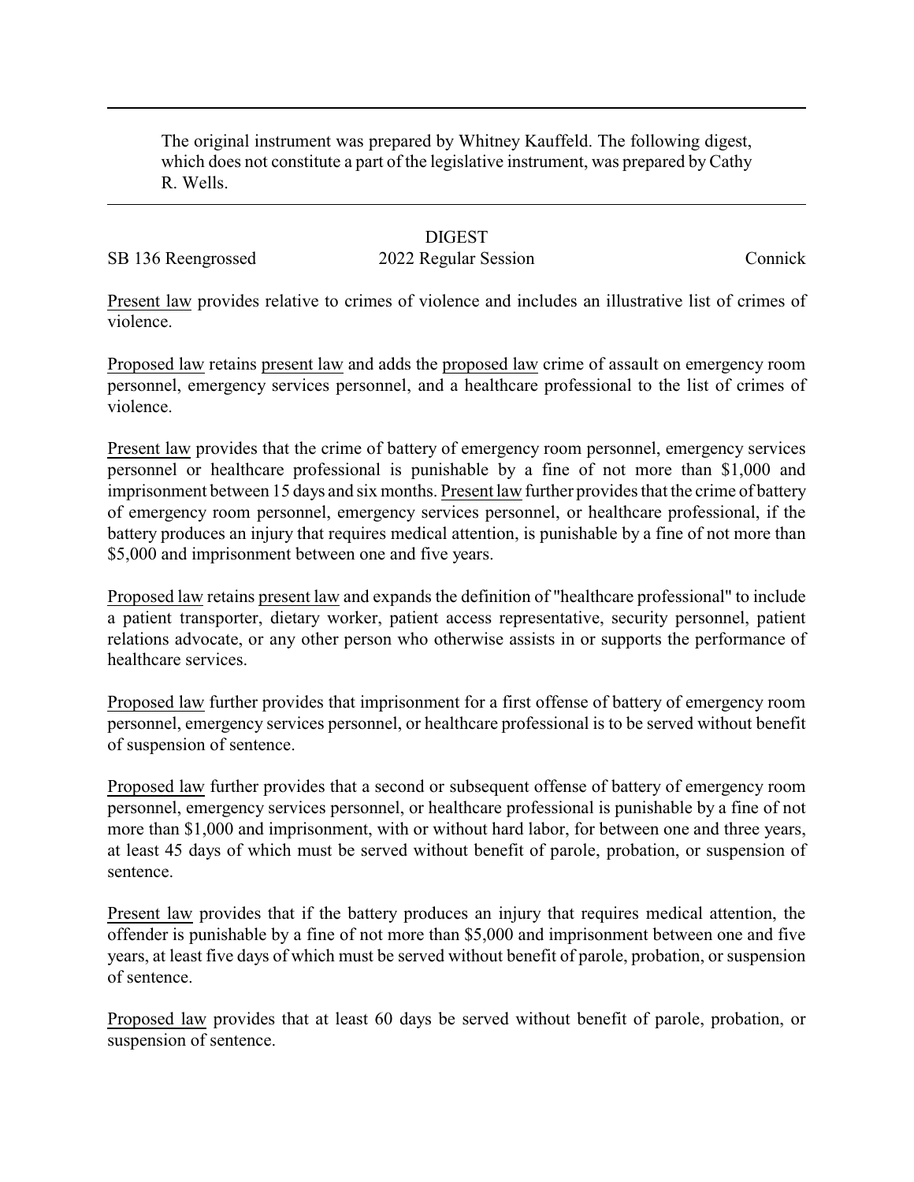The original instrument was prepared by Whitney Kauffeld. The following digest, which does not constitute a part of the legislative instrument, was prepared by Cathy R. Wells.

## DIGEST

SB 136 Reengrossed | 2022 Regular Session | Connick

Present law provides relative to crimes of violence and includes an illustrative list of crimes of violence.

Proposed law retains present law and adds the proposed law crime of assault on emergency room personnel, emergency services personnel, and a healthcare professional to the list of crimes of violence.

Present law provides that the crime of battery of emergency room personnel, emergency services personnel or healthcare professional is punishable by a fine of not more than $1,000 and imprisonment between 15 days and six months. Present law further provides that the crime of battery of emergency room personnel, emergency services personnel, or healthcare professional, if the battery produces an injury that requires medical attention, is punishable by a fine of not more than $5,000 and imprisonment between one and five years.

Proposed law retains present law and expands the definition of "healthcare professional" to include a patient transporter, dietary worker, patient access representative, security personnel, patient relations advocate, or any other person who otherwise assists in or supports the performance of healthcare services.

Proposed law further provides that imprisonment for a first offense of battery of emergency room personnel, emergency services personnel, or healthcare professional is to be served without benefit of suspension of sentence.

Proposed law further provides that a second or subsequent offense of battery of emergency room personnel, emergency services personnel, or healthcare professional is punishable by a fine of not more than $1,000 and imprisonment, with or without hard labor, for between one and three years, at least 45 days of which must be served without benefit of parole, probation, or suspension of sentence.

Present law provides that if the battery produces an injury that requires medical attention, the offender is punishable by a fine of not more than $5,000 and imprisonment between one and five years, at least five days of which must be served without benefit of parole, probation, or suspension of sentence.

Proposed law provides that at least 60 days be served without benefit of parole, probation, or suspension of sentence.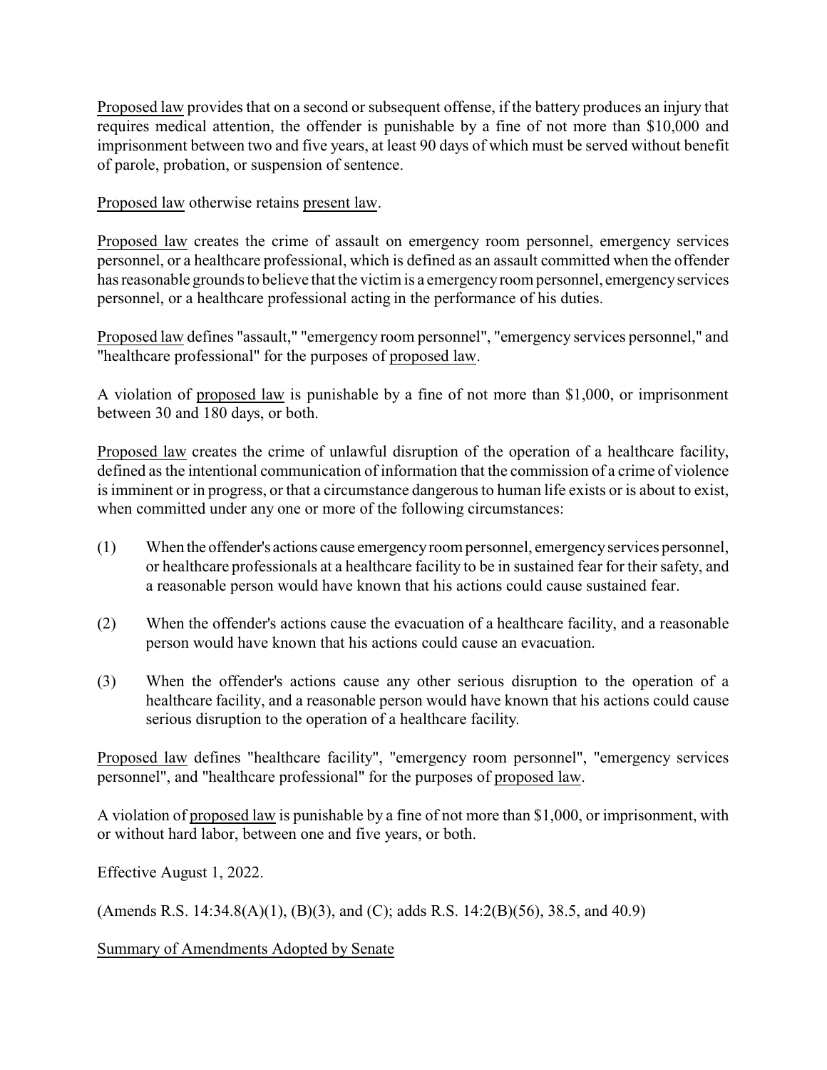Proposed law provides that on a second or subsequent offense, if the battery produces an injury that requires medical attention, the offender is punishable by a fine of not more than $10,000 and imprisonment between two and five years, at least 90 days of which must be served without benefit of parole, probation, or suspension of sentence.

Proposed law otherwise retains present law.

Proposed law creates the crime of assault on emergency room personnel, emergency services personnel, or a healthcare professional, which is defined as an assault committed when the offender has reasonable grounds to believe that the victim is a emergency room personnel, emergency services personnel, or a healthcare professional acting in the performance of his duties.

Proposed law defines "assault," "emergency room personnel", "emergency services personnel," and "healthcare professional" for the purposes of proposed law.

A violation of proposed law is punishable by a fine of not more than $1,000, or imprisonment between 30 and 180 days, or both.

Proposed law creates the crime of unlawful disruption of the operation of a healthcare facility, defined as the intentional communication of information that the commission of a crime of violence is imminent or in progress, or that a circumstance dangerous to human life exists or is about to exist, when committed under any one or more of the following circumstances:

(1) When the offender's actions cause emergency room personnel, emergency services personnel, or healthcare professionals at a healthcare facility to be in sustained fear for their safety, and a reasonable person would have known that his actions could cause sustained fear.

(2) When the offender's actions cause the evacuation of a healthcare facility, and a reasonable person would have known that his actions could cause an evacuation.

(3) When the offender's actions cause any other serious disruption to the operation of a healthcare facility, and a reasonable person would have known that his actions could cause serious disruption to the operation of a healthcare facility.

Proposed law defines "healthcare facility", "emergency room personnel", "emergency services personnel", and "healthcare professional" for the purposes of proposed law.

A violation of proposed law is punishable by a fine of not more than $1,000, or imprisonment, with or without hard labor, between one and five years, or both.

Effective August 1, 2022.

(Amends R.S. 14:34.8(A)(1), (B)(3), and (C); adds R.S. 14:2(B)(56), 38.5, and 40.9)

Summary of Amendments Adopted by Senate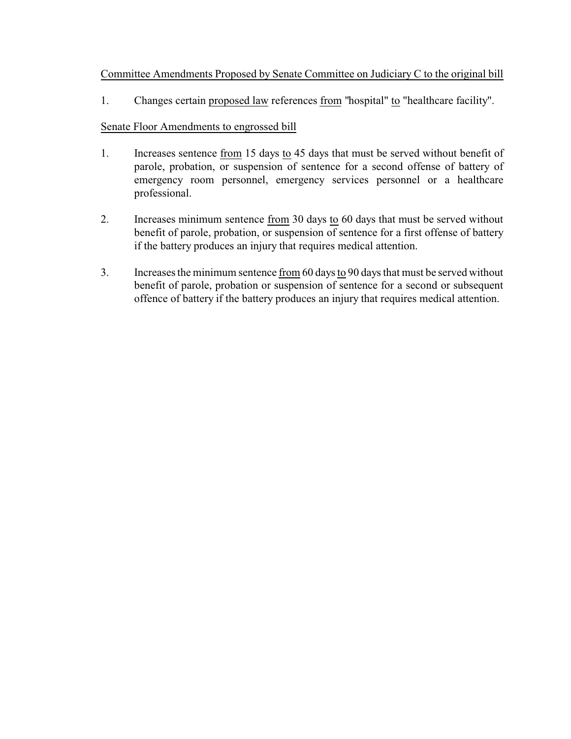Committee Amendments Proposed by Senate Committee on Judiciary C to the original bill

1. Changes certain proposed law references from "hospital" to "healthcare facility".

Senate Floor Amendments to engrossed bill

1. Increases sentence from 15 days to 45 days that must be served without benefit of parole, probation, or suspension of sentence for a second offense of battery of emergency room personnel, emergency services personnel or a healthcare professional.

2. Increases minimum sentence from 30 days to 60 days that must be served without benefit of parole, probation, or suspension of sentence for a first offense of battery if the battery produces an injury that requires medical attention.

3. Increases the minimum sentence from 60 days to 90 days that must be served without benefit of parole, probation or suspension of sentence for a second or subsequent offence of battery if the battery produces an injury that requires medical attention.